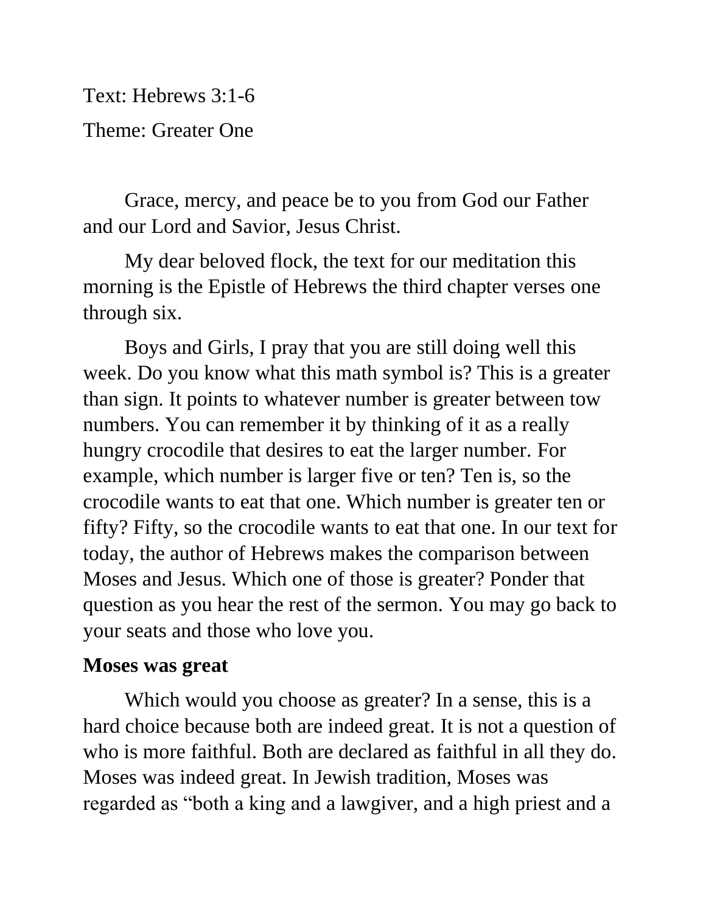Text: Hebrews 3:1-6

Theme: Greater One

Grace, mercy, and peace be to you from God our Father and our Lord and Savior, Jesus Christ.

My dear beloved flock, the text for our meditation this morning is the Epistle of Hebrews the third chapter verses one through six.

Boys and Girls, I pray that you are still doing well this week. Do you know what this math symbol is? This is a greater than sign. It points to whatever number is greater between tow numbers. You can remember it by thinking of it as a really hungry crocodile that desires to eat the larger number. For example, which number is larger five or ten? Ten is, so the crocodile wants to eat that one. Which number is greater ten or fifty? Fifty, so the crocodile wants to eat that one. In our text for today, the author of Hebrews makes the comparison between Moses and Jesus. Which one of those is greater? Ponder that question as you hear the rest of the sermon. You may go back to your seats and those who love you.

**Moses was great**

Which would you choose as greater? In a sense, this is a hard choice because both are indeed great. It is not a question of who is more faithful. Both are declared as faithful in all they do. Moses was indeed great. In Jewish tradition, Moses was regarded as "both a king and a lawgiver, and a high priest and a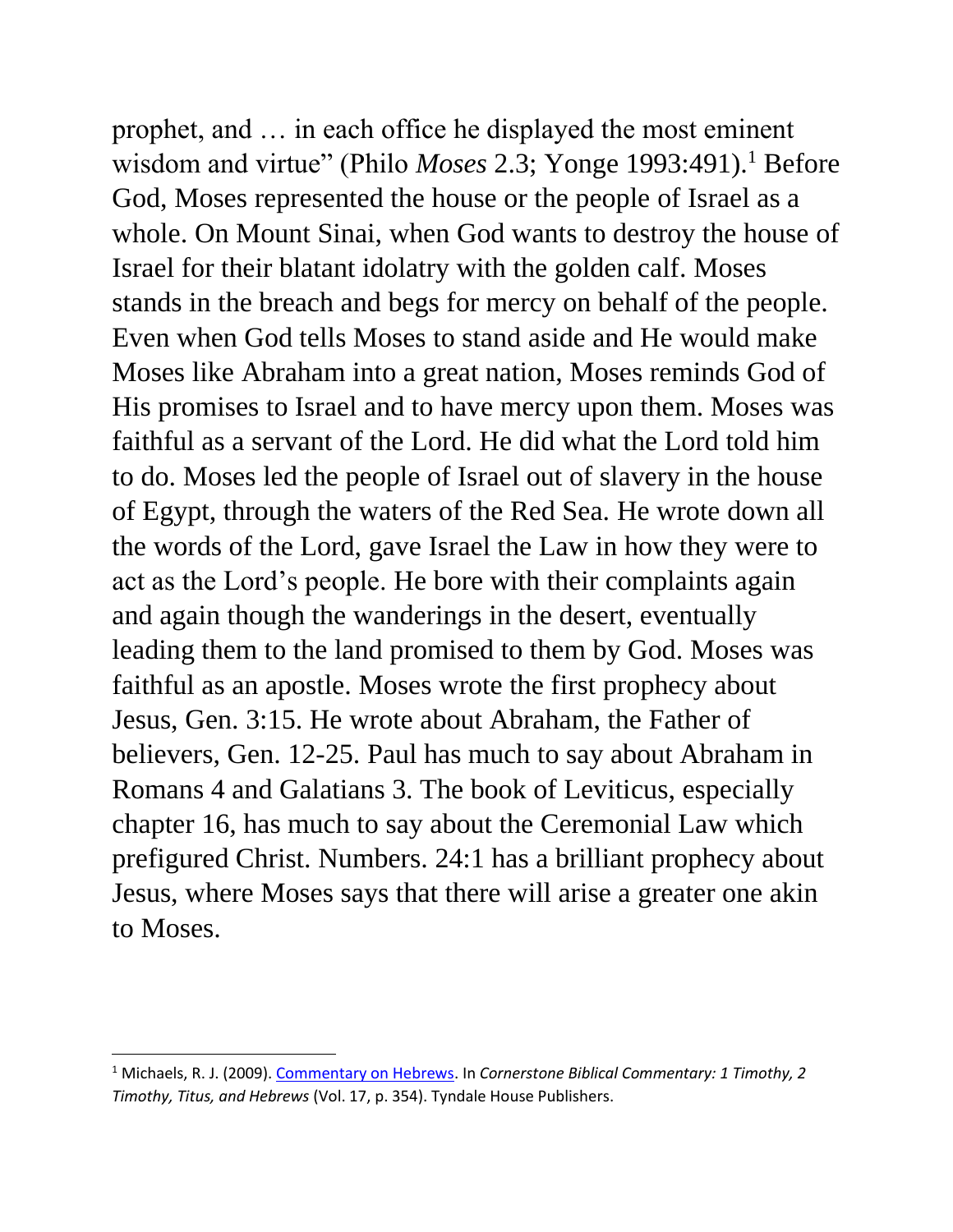prophet, and … in each office he displayed the most eminent wisdom and virtue" (Philo *Moses* 2.3; Yonge 1993:491).[1] Before God, Moses represented the house or the people of Israel as a whole. On Mount Sinai, when God wants to destroy the house of Israel for their blatant idolatry with the golden calf. Moses stands in the breach and begs for mercy on behalf of the people. Even when God tells Moses to stand aside and He would make Moses like Abraham into a great nation, Moses reminds God of His promises to Israel and to have mercy upon them. Moses was faithful as a servant of the Lord. He did what the Lord told him to do. Moses led the people of Israel out of slavery in the house of Egypt, through the waters of the Red Sea. He wrote down all the words of the Lord, gave Israel the Law in how they were to act as the Lord's people. He bore with their complaints again and again though the wanderings in the desert, eventually leading them to the land promised to them by God. Moses was faithful as an apostle. Moses wrote the first prophecy about Jesus, Gen. 3:15. He wrote about Abraham, the Father of believers, Gen. 12-25. Paul has much to say about Abraham in Romans 4 and Galatians 3. The book of Leviticus, especially chapter 16, has much to say about the Ceremonial Law which prefigured Christ. Numbers. 24:1 has a brilliant prophecy about Jesus, where Moses says that there will arise a greater one akin to Moses.

---

[1] Michaels, R. J. (2009). Commentary on Hebrews. In *Cornerstone Biblical Commentary: 1 Timothy, 2 Timothy, Titus, and Hebrews* (Vol. 17, p. 354). Tyndale House Publishers.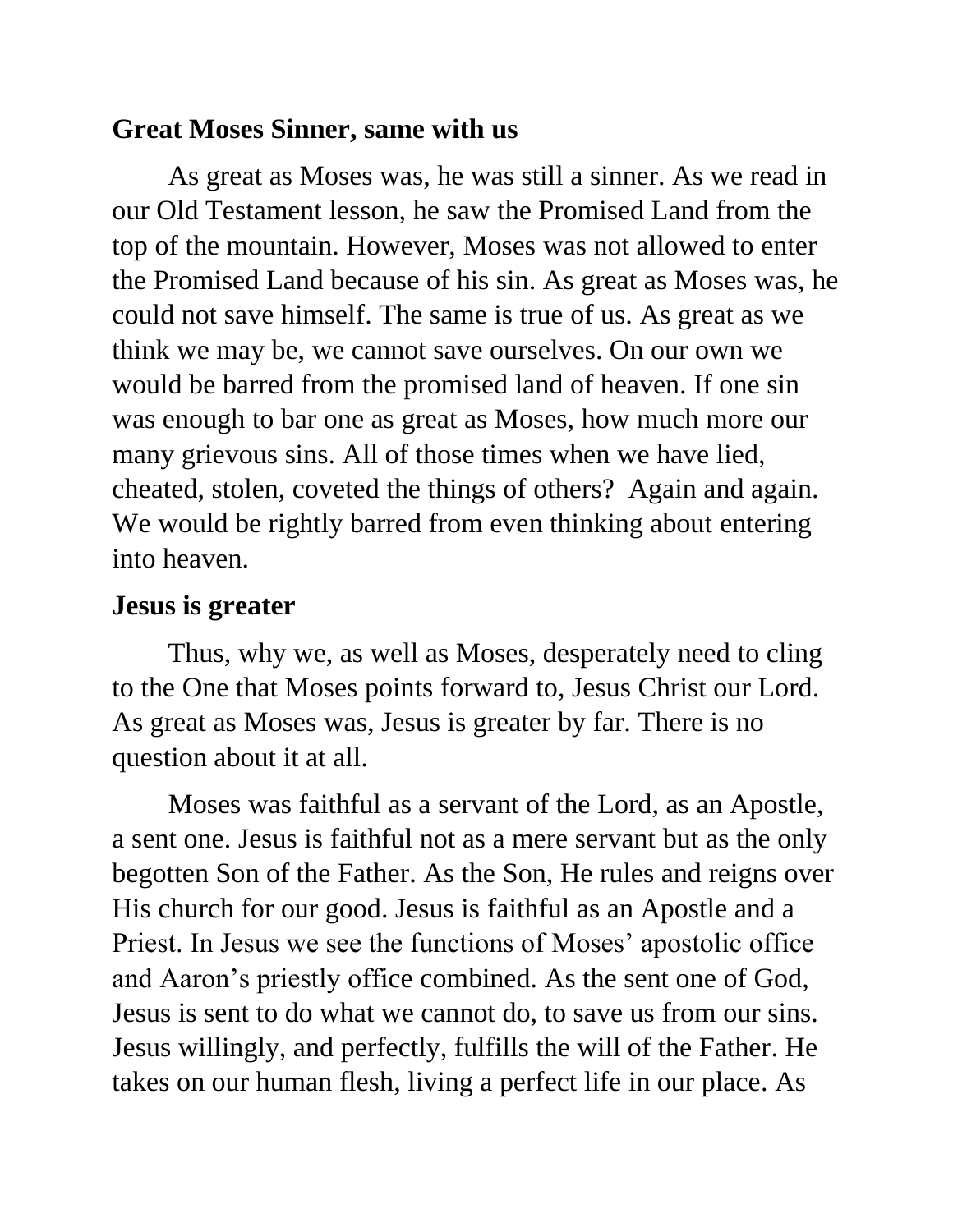**Great Moses Sinner, same with us**

As great as Moses was, he was still a sinner. As we read in our Old Testament lesson, he saw the Promised Land from the top of the mountain. However, Moses was not allowed to enter the Promised Land because of his sin. As great as Moses was, he could not save himself. The same is true of us. As great as we think we may be, we cannot save ourselves. On our own we would be barred from the promised land of heaven. If one sin was enough to bar one as great as Moses, how much more our many grievous sins. All of those times when we have lied, cheated, stolen, coveted the things of others? Again and again. We would be rightly barred from even thinking about entering into heaven.

**Jesus is greater**

Thus, why we, as well as Moses, desperately need to cling to the One that Moses points forward to, Jesus Christ our Lord. As great as Moses was, Jesus is greater by far. There is no question about it at all.

Moses was faithful as a servant of the Lord, as an Apostle, a sent one. Jesus is faithful not as a mere servant but as the only begotten Son of the Father. As the Son, He rules and reigns over His church for our good. Jesus is faithful as an Apostle and a Priest. In Jesus we see the functions of Moses' apostolic office and Aaron's priestly office combined. As the sent one of God, Jesus is sent to do what we cannot do, to save us from our sins. Jesus willingly, and perfectly, fulfills the will of the Father. He takes on our human flesh, living a perfect life in our place. As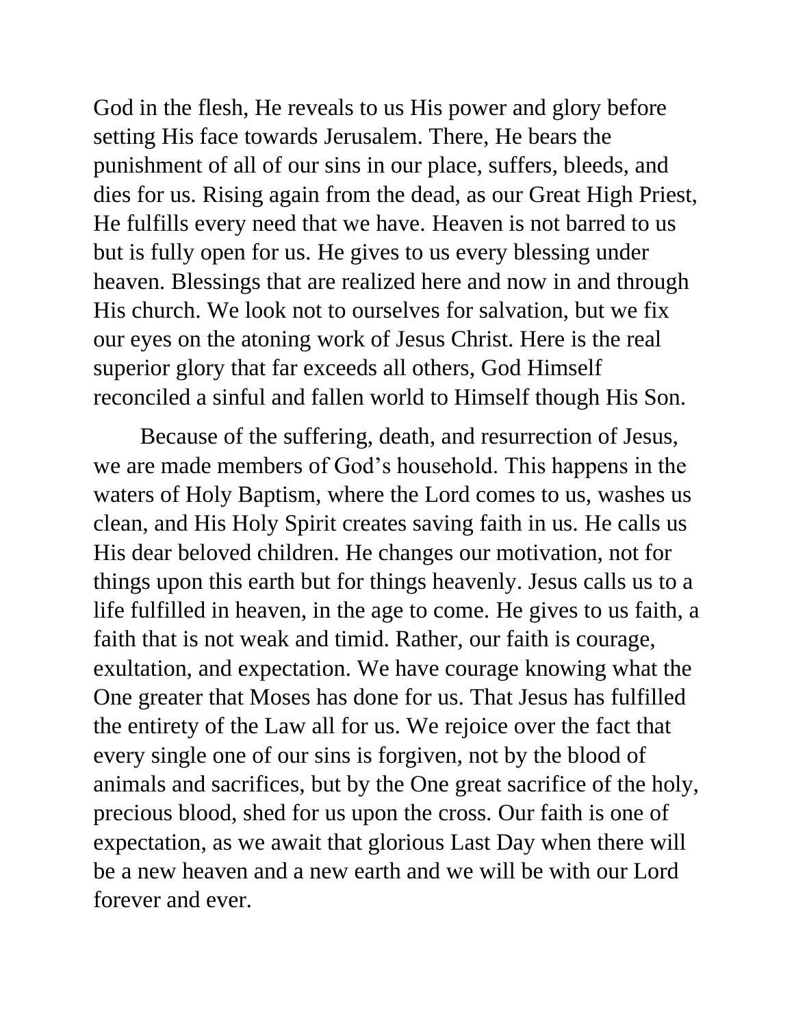God in the flesh, He reveals to us His power and glory before setting His face towards Jerusalem. There, He bears the punishment of all of our sins in our place, suffers, bleeds, and dies for us. Rising again from the dead, as our Great High Priest, He fulfills every need that we have. Heaven is not barred to us but is fully open for us. He gives to us every blessing under heaven. Blessings that are realized here and now in and through His church. We look not to ourselves for salvation, but we fix our eyes on the atoning work of Jesus Christ. Here is the real superior glory that far exceeds all others, God Himself reconciled a sinful and fallen world to Himself though His Son.

Because of the suffering, death, and resurrection of Jesus, we are made members of God's household. This happens in the waters of Holy Baptism, where the Lord comes to us, washes us clean, and His Holy Spirit creates saving faith in us. He calls us His dear beloved children. He changes our motivation, not for things upon this earth but for things heavenly. Jesus calls us to a life fulfilled in heaven, in the age to come. He gives to us faith, a faith that is not weak and timid. Rather, our faith is courage, exultation, and expectation. We have courage knowing what the One greater that Moses has done for us. That Jesus has fulfilled the entirety of the Law all for us. We rejoice over the fact that every single one of our sins is forgiven, not by the blood of animals and sacrifices, but by the One great sacrifice of the holy, precious blood, shed for us upon the cross. Our faith is one of expectation, as we await that glorious Last Day when there will be a new heaven and a new earth and we will be with our Lord forever and ever.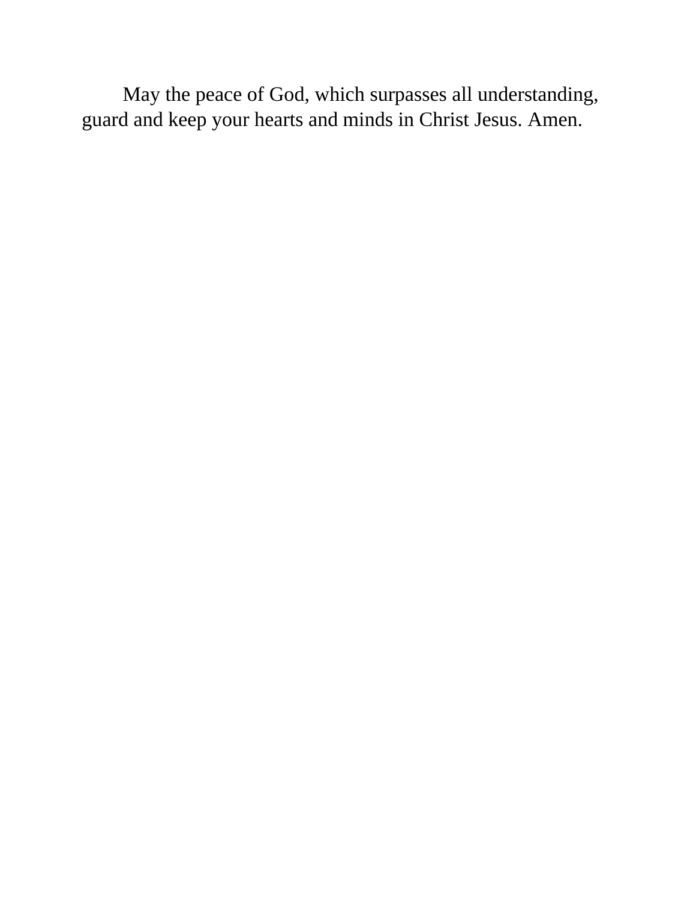May the peace of God, which surpasses all understanding, guard and keep your hearts and minds in Christ Jesus. Amen.